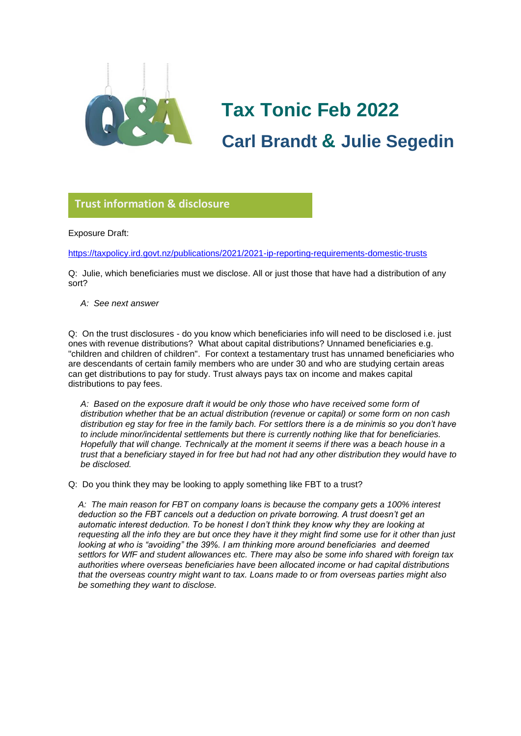# Tax Tonic Feb 2022

## Carl Brandt & Julie Segedin

### Trust information & disclosure

Exposure Draft:

https://taxpolicy.ird.govt.nz/publications/2021/2021-ip-reporting-requirements-domestic-trusts

Q: Julie, which beneficiaries must we disclose. All or just those that have had a distribution of any sort?

> *A: See next answer*

Q: On the trust disclosures - do you know which beneficiaries info will need to be disclosed i.e. just ones with revenue distributions? What about capital distributions? Unnamed beneficiaries e.g. "children and children of children". For context a testamentary trust has unnamed beneficiaries who are descendants of certain family members who are under 30 and who are studying certain areas can get distributions to pay for study. Trust always pays tax on income and makes capital distributions to pay fees.

> *A: Based on the exposure draft it would be only those who have received some form of distribution whether that be an actual distribution (revenue or capital) or some form on non cash distribution eg stay for free in the family bach. For settlors there is a de minimis so you don't have to include minor/incidental settlements but there is currently nothing like that for beneficiaries. Hopefully that will change. Technically at the moment it seems if there was a beach house in a trust that a beneficiary stayed in for free but had not had any other distribution they would have to be disclosed.*

Q: Do you think they may be looking to apply something like FBT to a trust?

> *A: The main reason for FBT on company loans is because the company gets a 100% interest deduction so the FBT cancels out a deduction on private borrowing. A trust doesn't get an automatic interest deduction. To be honest I don't think they know why they are looking at requesting all the info they are but once they have it they might find some use for it other than just looking at who is "avoiding" the 39%. I am thinking more around beneficiaries and deemed settlors for WfF and student allowances etc. There may also be some info shared with foreign tax authorities where overseas beneficiaries have been allocated income or had capital distributions that the overseas country might want to tax. Loans made to or from overseas parties might also be something they want to disclose.*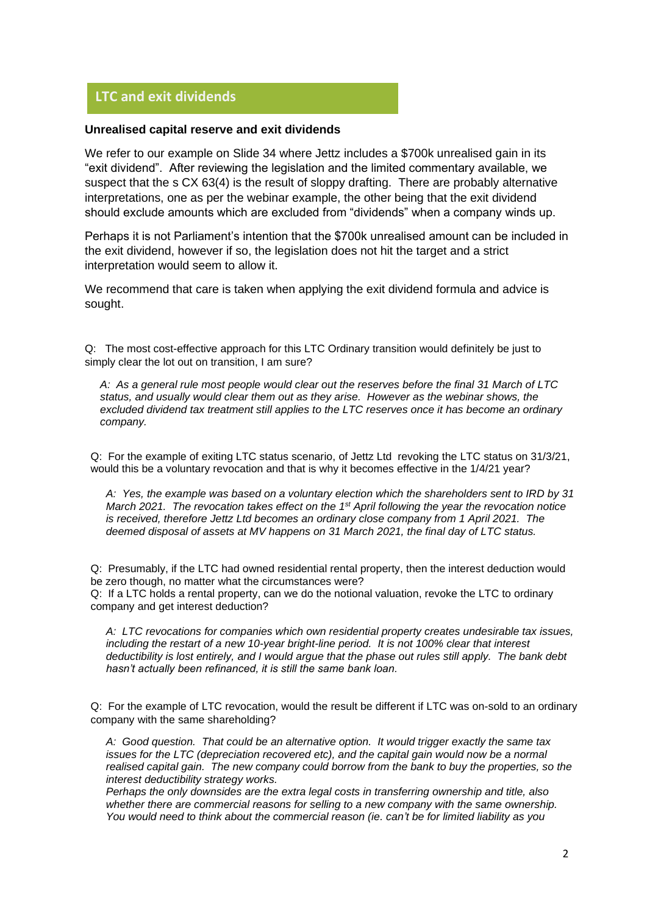## LTC and exit dividends

**Unrealised capital reserve and exit dividends**

We refer to our example on Slide 34 where Jettz includes a $700k unrealised gain in its "exit dividend". After reviewing the legislation and the limited commentary available, we suspect that the s CX 63(4) is the result of sloppy drafting. There are probably alternative interpretations, one as per the webinar example, the other being that the exit dividend should exclude amounts which are excluded from "dividends" when a company winds up.

Perhaps it is not Parliament's intention that the $700k unrealised amount can be included in the exit dividend, however if so, the legislation does not hit the target and a strict interpretation would seem to allow it.

We recommend that care is taken when applying the exit dividend formula and advice is sought.

Q: The most cost-effective approach for this LTC Ordinary transition would definitely be just to simply clear the lot out on transition, I am sure?

> *A: As a general rule most people would clear out the reserves before the final 31 March of LTC status, and usually would clear them out as they arise. However as the webinar shows, the excluded dividend tax treatment still applies to the LTC reserves once it has become an ordinary company.*

Q: For the example of exiting LTC status scenario, of Jettz Ltd revoking the LTC status on 31/3/21, would this be a voluntary revocation and that is why it becomes effective in the 1/4/21 year?

> *A: Yes, the example was based on a voluntary election which the shareholders sent to IRD by 31 March 2021. The revocation takes effect on the 1st April following the year the revocation notice is received, therefore Jettz Ltd becomes an ordinary close company from 1 April 2021. The deemed disposal of assets at MV happens on 31 March 2021, the final day of LTC status.*

Q: Presumably, if the LTC had owned residential rental property, then the interest deduction would be zero though, no matter what the circumstances were?
Q: If a LTC holds a rental property, can we do the notional valuation, revoke the LTC to ordinary company and get interest deduction?

> *A: LTC revocations for companies which own residential property creates undesirable tax issues, including the restart of a new 10-year bright-line period. It is not 100% clear that interest deductibility is lost entirely, and I would argue that the phase out rules still apply. The bank debt hasn't actually been refinanced, it is still the same bank loan.*

Q: For the example of LTC revocation, would the result be different if LTC was on-sold to an ordinary company with the same shareholding?

> *A: Good question. That could be an alternative option. It would trigger exactly the same tax issues for the LTC (depreciation recovered etc), and the capital gain would now be a normal realised capital gain. The new company could borrow from the bank to buy the properties, so the interest deductibility strategy works.*
> *Perhaps the only downsides are the extra legal costs in transferring ownership and title, also whether there are commercial reasons for selling to a new company with the same ownership. You would need to think about the commercial reason (ie. can't be for limited liability as you*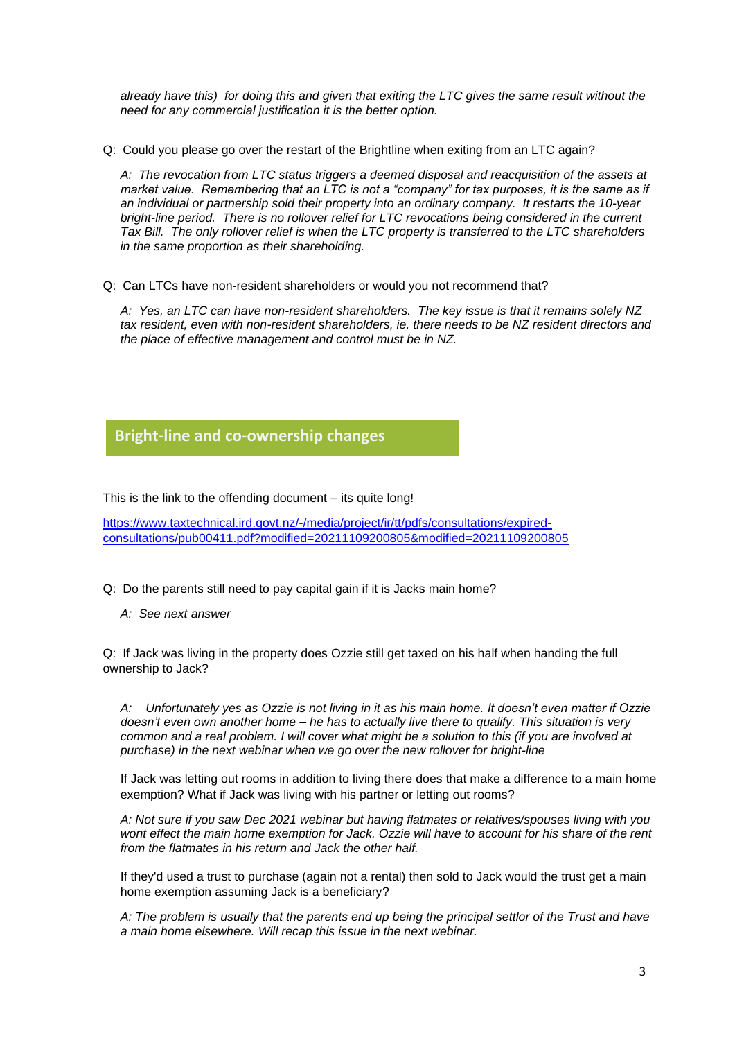*already have this) for doing this and given that exiting the LTC gives the same result without the need for any commercial justification it is the better option.*

Q: Could you please go over the restart of the Brightline when exiting from an LTC again?

*A: The revocation from LTC status triggers a deemed disposal and reacquisition of the assets at market value. Remembering that an LTC is not a "company" for tax purposes, it is the same as if an individual or partnership sold their property into an ordinary company. It restarts the 10-year bright-line period. There is no rollover relief for LTC revocations being considered in the current Tax Bill. The only rollover relief is when the LTC property is transferred to the LTC shareholders in the same proportion as their shareholding.*

Q: Can LTCs have non-resident shareholders or would you not recommend that?

*A: Yes, an LTC can have non-resident shareholders. The key issue is that it remains solely NZ tax resident, even with non-resident shareholders, ie. there needs to be NZ resident directors and the place of effective management and control must be in NZ.*

## Bright-line and co-ownership changes

This is the link to the offending document – its quite long!

https://www.taxtechnical.ird.govt.nz/-/media/project/ir/tt/pdfs/consultations/expired-consultations/pub00411.pdf?modified=20211109200805&modified=20211109200805

Q: Do the parents still need to pay capital gain if it is Jacks main home?

*A: See next answer*

Q: If Jack was living in the property does Ozzie still get taxed on his half when handing the full ownership to Jack?

*A: Unfortunately yes as Ozzie is not living in it as his main home. It doesn't even matter if Ozzie doesn't even own another home – he has to actually live there to qualify. This situation is very common and a real problem. I will cover what might be a solution to this (if you are involved at purchase) in the next webinar when we go over the new rollover for bright-line*

If Jack was letting out rooms in addition to living there does that make a difference to a main home exemption? What if Jack was living with his partner or letting out rooms?

*A: Not sure if you saw Dec 2021 webinar but having flatmates or relatives/spouses living with you wont effect the main home exemption for Jack. Ozzie will have to account for his share of the rent from the flatmates in his return and Jack the other half.*

If they'd used a trust to purchase (again not a rental) then sold to Jack would the trust get a main home exemption assuming Jack is a beneficiary?

*A: The problem is usually that the parents end up being the principal settlor of the Trust and have a main home elsewhere. Will recap this issue in the next webinar.*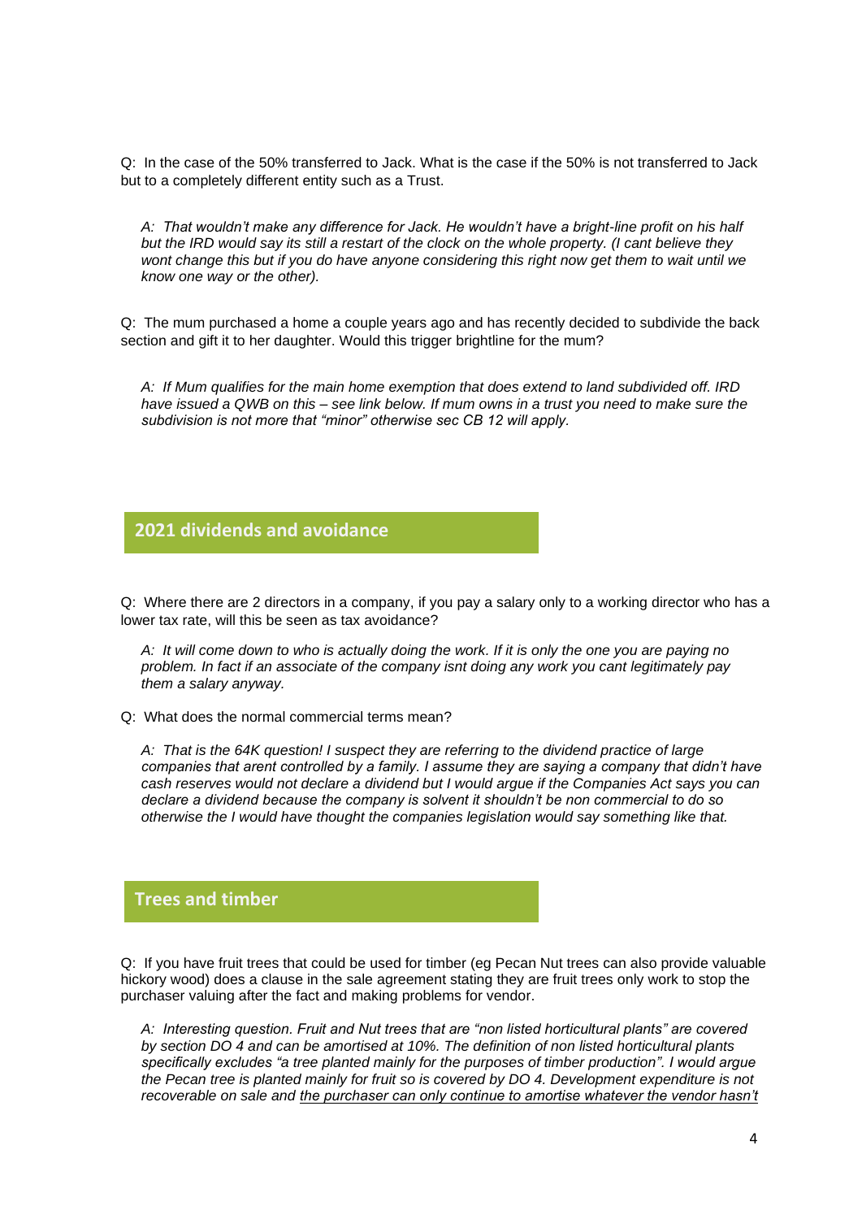Q: In the case of the 50% transferred to Jack. What is the case if the 50% is not transferred to Jack but to a completely different entity such as a Trust.

*A: That wouldn't make any difference for Jack. He wouldn't have a bright-line profit on his half but the IRD would say its still a restart of the clock on the whole property. (I cant believe they wont change this but if you do have anyone considering this right now get them to wait until we know one way or the other).*

Q: The mum purchased a home a couple years ago and has recently decided to subdivide the back section and gift it to her daughter. Would this trigger brightline for the mum?

*A: If Mum qualifies for the main home exemption that does extend to land subdivided off. IRD have issued a QWB on this – see link below. If mum owns in a trust you need to make sure the subdivision is not more that "minor" otherwise sec CB 12 will apply.*

## 2021 dividends and avoidance

Q: Where there are 2 directors in a company, if you pay a salary only to a working director who has a lower tax rate, will this be seen as tax avoidance?

*A: It will come down to who is actually doing the work. If it is only the one you are paying no problem. In fact if an associate of the company isnt doing any work you cant legitimately pay them a salary anyway.*

Q: What does the normal commercial terms mean?

*A: That is the 64K question! I suspect they are referring to the dividend practice of large companies that arent controlled by a family. I assume they are saying a company that didn't have cash reserves would not declare a dividend but I would argue if the Companies Act says you can declare a dividend because the company is solvent it shouldn't be non commercial to do so otherwise the I would have thought the companies legislation would say something like that.*

## Trees and timber

Q: If you have fruit trees that could be used for timber (eg Pecan Nut trees can also provide valuable hickory wood) does a clause in the sale agreement stating they are fruit trees only work to stop the purchaser valuing after the fact and making problems for vendor.

*A: Interesting question. Fruit and Nut trees that are "non listed horticultural plants" are covered by section DO 4 and can be amortised at 10%. The definition of non listed horticultural plants specifically excludes "a tree planted mainly for the purposes of timber production". I would argue the Pecan tree is planted mainly for fruit so is covered by DO 4. Development expenditure is not recoverable on sale and <u>the purchaser can only continue to amortise whatever the vendor hasn't</u>*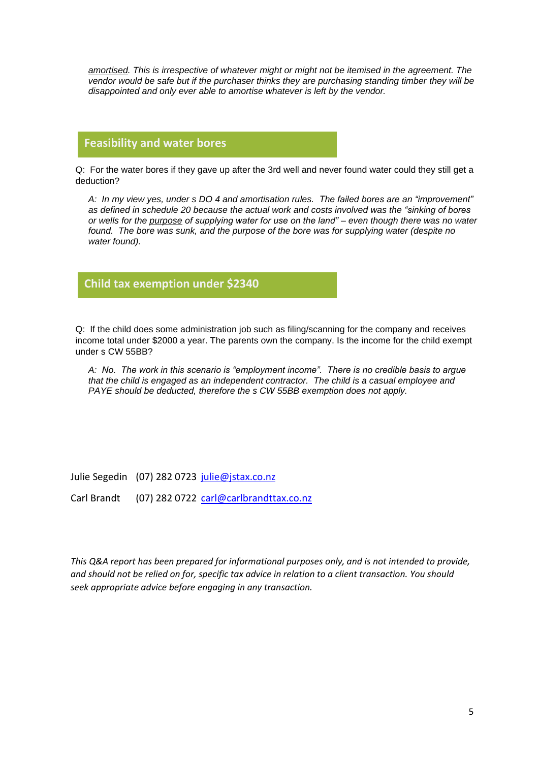*amortised. This is irrespective of whatever might or might not be itemised in the agreement. The vendor would be safe but if the purchaser thinks they are purchasing standing timber they will be disappointed and only ever able to amortise whatever is left by the vendor.*

## Feasibility and water bores

Q: For the water bores if they gave up after the 3rd well and never found water could they still get a deduction?

*A: In my view yes, under s DO 4 and amortisation rules. The failed bores are an "improvement" as defined in schedule 20 because the actual work and costs involved was the "sinking of bores or wells for the purpose of supplying water for use on the land" – even though there was no water found. The bore was sunk, and the purpose of the bore was for supplying water (despite no water found).*

## Child tax exemption under $2340

Q: If the child does some administration job such as filing/scanning for the company and receives income total under $2000 a year. The parents own the company. Is the income for the child exempt under s CW 55BB?

*A: No. The work in this scenario is "employment income". There is no credible basis to argue that the child is engaged as an independent contractor. The child is a casual employee and PAYE should be deducted, therefore the s CW 55BB exemption does not apply.*

Julie Segedin (07) 282 0723 julie@jstax.co.nz

Carl Brandt (07) 282 0722 carl@carlbrandttax.co.nz

*This Q&A report has been prepared for informational purposes only, and is not intended to provide, and should not be relied on for, specific tax advice in relation to a client transaction. You should seek appropriate advice before engaging in any transaction.*